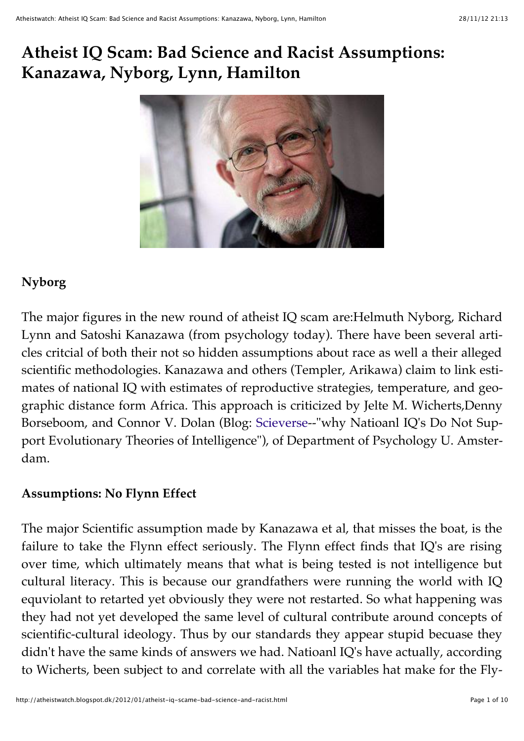# Atheist IQ Scam: Bad Science and Racist Assumptions: Kanazawa, Nyborg, Lynn, Hamilton

### Nyborg

The major figures in the new round of atheist IQ scam are:Helmuth Nyborg, Richard Lynn and Satoshi Kanazawa (from psychology today). There have been several articles critcial of both their not so hidden assumptions about race as well a their alleged scientific methodologies. Kanazawa and others (Templer, Arikawa) claim to link estimates of national IQ with estimates of reproductive strategies, temperature, and geographic distance form Africa. This approach is criticized by Jelte M. Wicherts,Denny Borseboom, and Connor V. Dolan (Blog: Scieverse--"why Natioanl IQ's Do Not Support Evolutionary Theories of Intelligence"), of Department of Psychology U. Amsterdam.

### Assumptions: No Flynn Effect

The major Scientific assumption made by Kanazawa et al, that misses the boat, is the failure to take the Flynn effect seriously. The Flynn effect finds that IQ's are rising over time, which ultimately means that what is being tested is not intelligence but cultural literacy. This is because our grandfathers were running the world with IQ equviolant to retarted yet obviously they were not restarted. So what happening was they had not yet developed the same level of cultural contribute around concepts of scientific-cultural ideology. Thus by our standards they appear stupid becuase they didn't have the same kinds of answers we had. Natioanl IQ's have actually, according to Wicherts, been subject to and correlate with all the variables hat make for the Fly-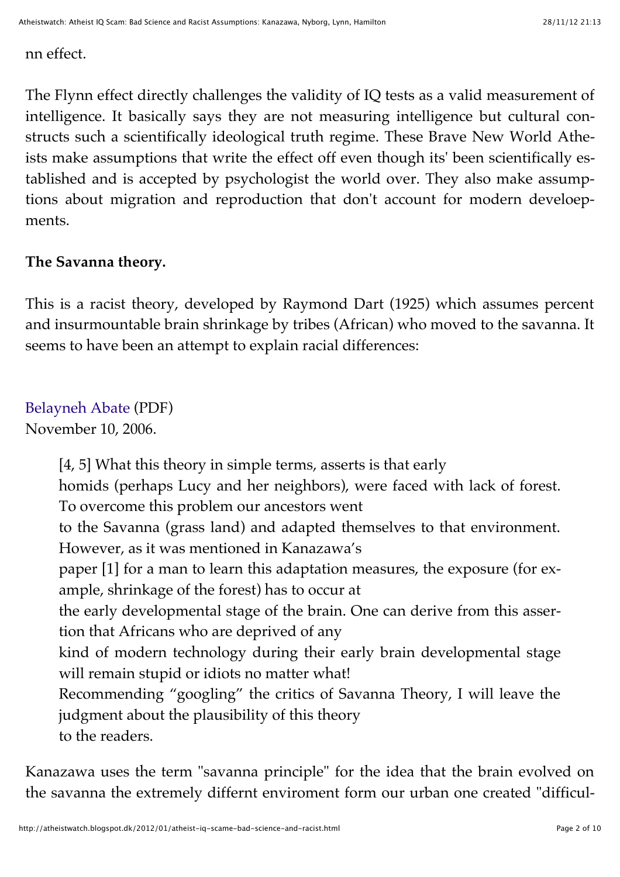nn effect.

The Flynn effect directly challenges the validity of IQ tests as a valid measurement of intelligence. It basically says they are not measuring intelligence but cultural constructs such a scientifically ideological truth regime. These Brave New World Atheists make assumptions that write the effect off even though its' been scientifically established and is accepted by psychologist the world over. They also make assumptions about migration and reproduction that don't account for modern develoepments.

**The Savanna theory.**

This is a racist theory, developed by Raymond Dart (1925) which assumes percent and insurmountable brain shrinkage by tribes (African) who moved to the savanna. It seems to have been an attempt to explain racial differences:

Belayneh Abate (PDF)
November 10, 2006.

> [4, 5] What this theory in simple terms, asserts is that early
> homids (perhaps Lucy and her neighbors), were faced with lack of forest.
> To overcome this problem our ancestors went
> to the Savanna (grass land) and adapted themselves to that environment.
> However, as it was mentioned in Kanazawa's
> paper [1] for a man to learn this adaptation measures, the exposure (for example, shrinkage of the forest) has to occur at
> the early developmental stage of the brain. One can derive from this assertion that Africans who are deprived of any
> kind of modern technology during their early brain developmental stage will remain stupid or idiots no matter what!
> Recommending "googling" the critics of Savanna Theory, I will leave the judgment about the plausibility of this theory
> to the readers.

Kanazawa uses the term "savanna principle" for the idea that the brain evolved on the savanna the extremely differnt enviroment form our urban one created "difficul-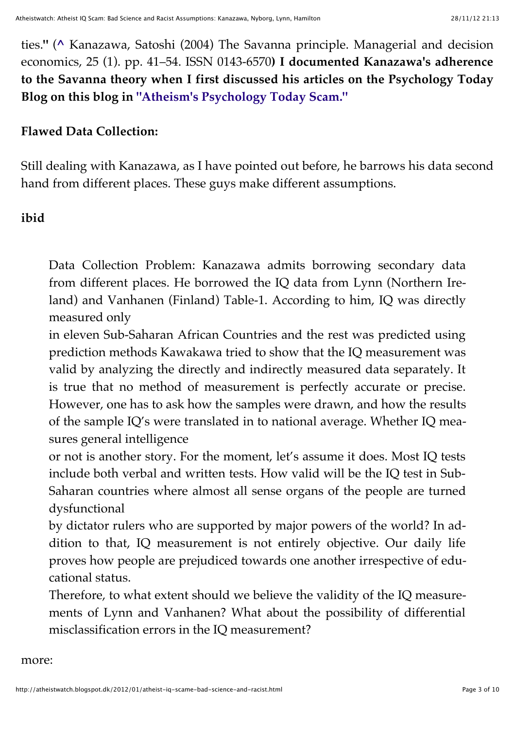ties." (^ Kanazawa, Satoshi (2004) The Savanna principle. Managerial and decision economics, 25 (1). pp. 41–54. ISSN 0143-6570**) I documented Kanazawa's adherence to the Savanna theory when I first discussed his articles on the Psychology Today Blog on this blog in "Atheism's Psychology Today Scam."**

**Flawed Data Collection:**

Still dealing with Kanazawa, as I have pointed out before, he barrows his data second hand from different places. These guys make different assumptions.

**ibid**

> Data Collection Problem: Kanazawa admits borrowing secondary data from different places. He borrowed the IQ data from Lynn (Northern Ireland) and Vanhanen (Finland) Table-1. According to him, IQ was directly measured only
> in eleven Sub-Saharan African Countries and the rest was predicted using prediction methods Kawakawa tried to show that the IQ measurement was valid by analyzing the directly and indirectly measured data separately. It is true that no method of measurement is perfectly accurate or precise. However, one has to ask how the samples were drawn, and how the results of the sample IQ's were translated in to national average. Whether IQ measures general intelligence
> or not is another story. For the moment, let's assume it does. Most IQ tests include both verbal and written tests. How valid will be the IQ test in Sub-Saharan countries where almost all sense organs of the people are turned dysfunctional
> by dictator rulers who are supported by major powers of the world? In addition to that, IQ measurement is not entirely objective. Our daily life proves how people are prejudiced towards one another irrespective of educational status.
> Therefore, to what extent should we believe the validity of the IQ measurements of Lynn and Vanhanen? What about the possibility of differential misclassification errors in the IQ measurement?

more: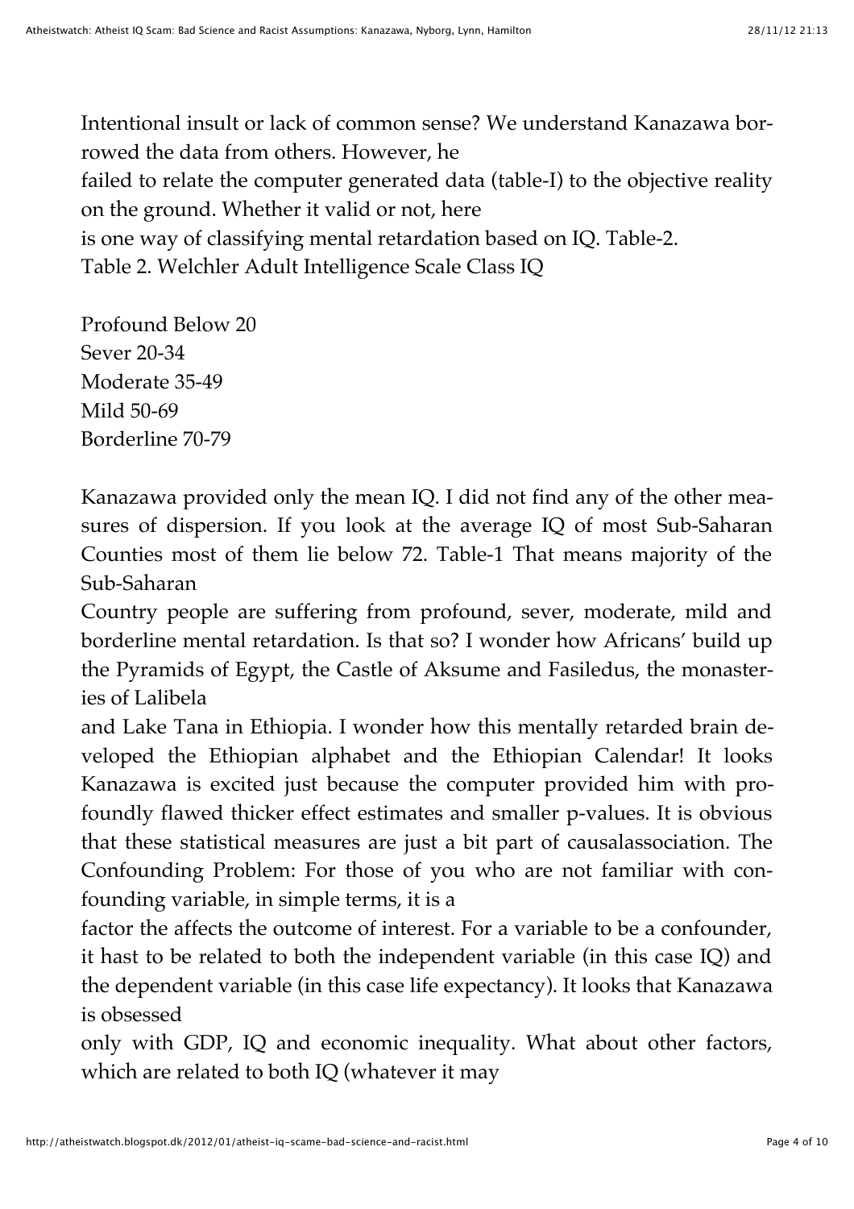Intentional insult or lack of common sense? We understand Kanazawa borrowed the data from others. However, he failed to relate the computer generated data (table-I) to the objective reality on the ground. Whether it valid or not, here is one way of classifying mental retardation based on IQ. Table-2.

Table 2. Welchler Adult Intelligence Scale Class IQ

| Class | IQ |
|---|---|
| Profound | Below 20 |
| Sever | 20-34 |
| Moderate | 35-49 |
| Mild | 50-69 |
| Borderline | 70-79 |

Kanazawa provided only the mean IQ. I did not find any of the other measures of dispersion. If you look at the average IQ of most Sub-Saharan Counties most of them lie below 72. Table-1 That means majority of the Sub-Saharan Country people are suffering from profound, sever, moderate, mild and borderline mental retardation. Is that so? I wonder how Africans' build up the Pyramids of Egypt, the Castle of Aksume and Fasiledus, the monasteries of Lalibela and Lake Tana in Ethiopia. I wonder how this mentally retarded brain developed the Ethiopian alphabet and the Ethiopian Calendar! It looks Kanazawa is excited just because the computer provided him with profoundly flawed thicker effect estimates and smaller p-values. It is obvious that these statistical measures are just a bit part of causalassociation. The Confounding Problem: For those of you who are not familiar with confounding variable, in simple terms, it is a factor the affects the outcome of interest. For a variable to be a confounder, it hast to be related to both the independent variable (in this case IQ) and the dependent variable (in this case life expectancy). It looks that Kanazawa is obsessed only with GDP, IQ and economic inequality. What about other factors, which are related to both IQ (whatever it may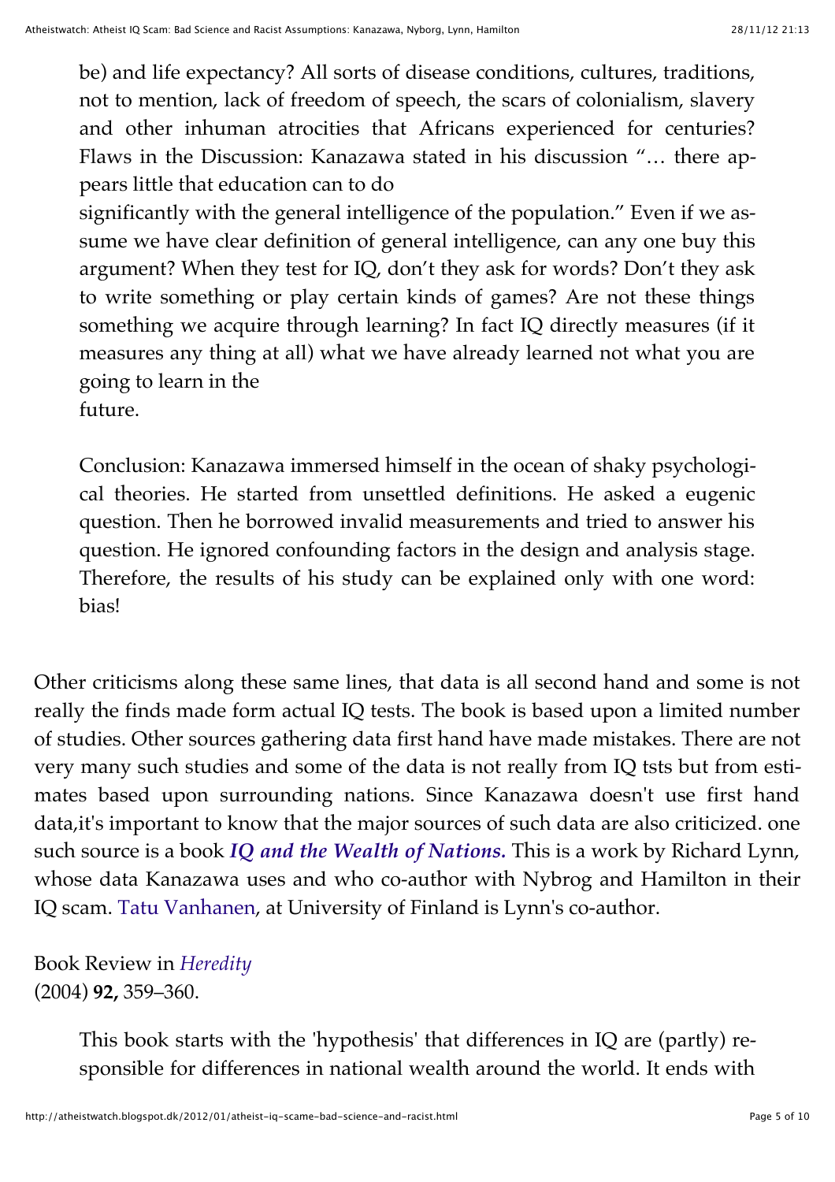> be) and life expectancy? All sorts of disease conditions, cultures, traditions, not to mention, lack of freedom of speech, the scars of colonialism, slavery and other inhuman atrocities that Africans experienced for centuries? Flaws in the Discussion: Kanazawa stated in his discussion "… there appears little that education can to do significantly with the general intelligence of the population." Even if we assume we have clear definition of general intelligence, can any one buy this argument? When they test for IQ, don't they ask for words? Don't they ask to write something or play certain kinds of games? Are not these things something we acquire through learning? In fact IQ directly measures (if it measures any thing at all) what we have already learned not what you are going to learn in the future.
>
> Conclusion: Kanazawa immersed himself in the ocean of shaky psychological theories. He started from unsettled definitions. He asked a eugenic question. Then he borrowed invalid measurements and tried to answer his question. He ignored confounding factors in the design and analysis stage. Therefore, the results of his study can be explained only with one word: bias!

Other criticisms along these same lines, that data is all second hand and some is not really the finds made form actual IQ tests. The book is based upon a limited number of studies. Other sources gathering data first hand have made mistakes. There are not very many such studies and some of the data is not really from IQ tsts but from estimates based upon surrounding nations. Since Kanazawa doesn't use first hand data,it's important to know that the major sources of such data are also criticized. one such source is a book ***IQ and the Wealth of Nations.*** This is a work by Richard Lynn, whose data Kanazawa uses and who co-author with Nybrog and Hamilton in their IQ scam. Tatu Vanhanen, at University of Finland is Lynn's co-author.

Book Review in *Heredity*
(2004) **92,** 359–360.

> This book starts with the 'hypothesis' that differences in IQ are (partly) responsible for differences in national wealth around the world. It ends with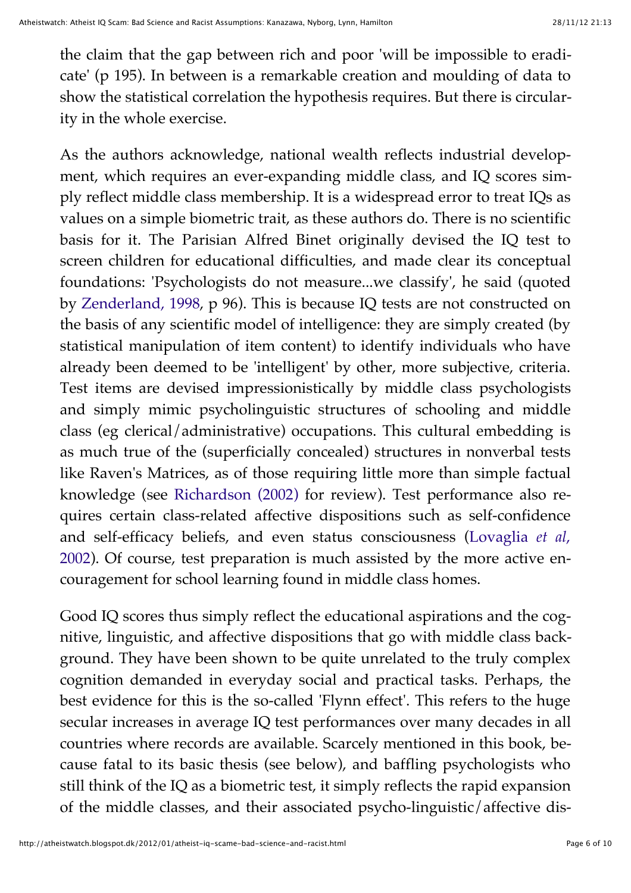the claim that the gap between rich and poor 'will be impossible to eradicate' (p 195). In between is a remarkable creation and moulding of data to show the statistical correlation the hypothesis requires. But there is circularity in the whole exercise.

As the authors acknowledge, national wealth reflects industrial development, which requires an ever-expanding middle class, and IQ scores simply reflect middle class membership. It is a widespread error to treat IQs as values on a simple biometric trait, as these authors do. There is no scientific basis for it. The Parisian Alfred Binet originally devised the IQ test to screen children for educational difficulties, and made clear its conceptual foundations: 'Psychologists do not measure...we classify', he said (quoted by Zenderland, 1998, p 96). This is because IQ tests are not constructed on the basis of any scientific model of intelligence: they are simply created (by statistical manipulation of item content) to identify individuals who have already been deemed to be 'intelligent' by other, more subjective, criteria. Test items are devised impressionistically by middle class psychologists and simply mimic psycholinguistic structures of schooling and middle class (eg clerical/administrative) occupations. This cultural embedding is as much true of the (superficially concealed) structures in nonverbal tests like Raven's Matrices, as of those requiring little more than simple factual knowledge (see Richardson (2002) for review). Test performance also requires certain class-related affective dispositions such as self-confidence and self-efficacy beliefs, and even status consciousness (Lovaglia *et al*, 2002). Of course, test preparation is much assisted by the more active encouragement for school learning found in middle class homes.

Good IQ scores thus simply reflect the educational aspirations and the cognitive, linguistic, and affective dispositions that go with middle class background. They have been shown to be quite unrelated to the truly complex cognition demanded in everyday social and practical tasks. Perhaps, the best evidence for this is the so-called 'Flynn effect'. This refers to the huge secular increases in average IQ test performances over many decades in all countries where records are available. Scarcely mentioned in this book, because fatal to its basic thesis (see below), and baffling psychologists who still think of the IQ as a biometric test, it simply reflects the rapid expansion of the middle classes, and their associated psycho-linguistic/affective dis-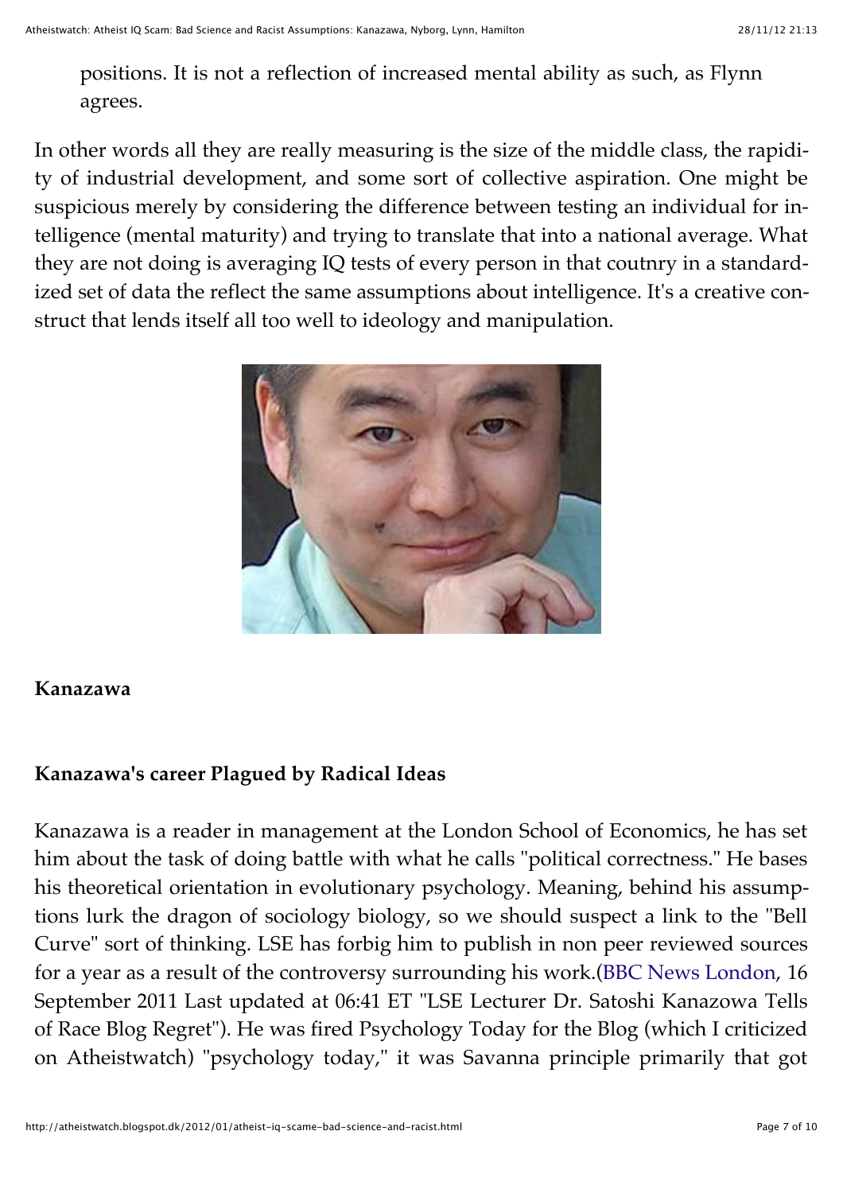positions. It is not a reflection of increased mental ability as such, as Flynn agrees.

In other words all they are really measuring is the size of the middle class, the rapidity of industrial development, and some sort of collective aspiration. One might be suspicious merely by considering the difference between testing an individual for intelligence (mental maturity) and trying to translate that into a national average. What they are not doing is averaging IQ tests of every person in that coutnry in a standardized set of data the reflect the same assumptions about intelligence. It's a creative construct that lends itself all too well to ideology and manipulation.

**Kanazawa**

**Kanazawa's career Plagued by Radical Ideas**

Kanazawa is a reader in management at the London School of Economics, he has set him about the task of doing battle with what he calls "political correctness." He bases his theoretical orientation in evolutionary psychology. Meaning, behind his assumptions lurk the dragon of sociology biology, so we should suspect a link to the "Bell Curve" sort of thinking. LSE has forbig him to publish in non peer reviewed sources for a year as a result of the controversy surrounding his work.(BBC News London, 16 September 2011 Last updated at 06:41 ET "LSE Lecturer Dr. Satoshi Kanazowa Tells of Race Blog Regret"). He was fired Psychology Today for the Blog (which I criticized on Atheistwatch) "psychology today," it was Savanna principle primarily that got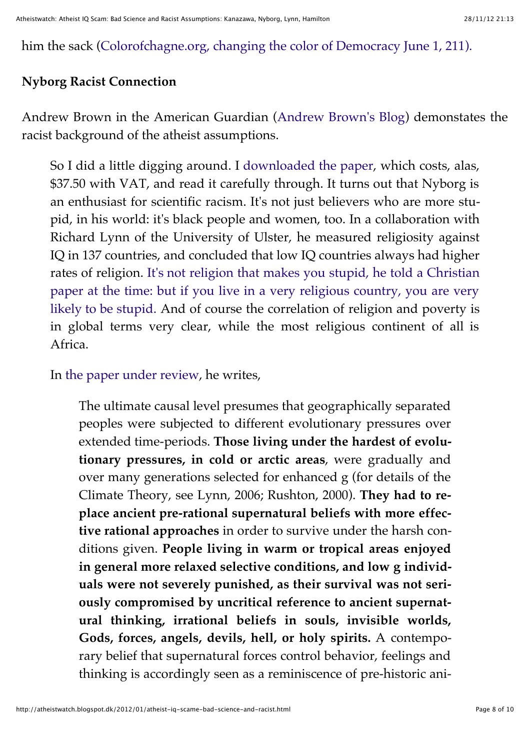him the sack (Colorofchagne.org, changing the color of Democracy June 1, 211).

**Nyborg Racist Connection**

Andrew Brown in the American Guardian (Andrew Brown's Blog) demonstates the racist background of the atheist assumptions.

> So I did a little digging around. I downloaded the paper, which costs, alas, \$37.50 with VAT, and read it carefully through. It turns out that Nyborg is an enthusiast for scientific racism. It's not just believers who are more stupid, in his world: it's black people and women, too. In a collaboration with Richard Lynn of the University of Ulster, he measured religiosity against IQ in 137 countries, and concluded that low IQ countries always had higher rates of religion. It's not religion that makes you stupid, he told a Christian paper at the time: but if you live in a very religious country, you are very likely to be stupid. And of course the correlation of religion and poverty is in global terms very clear, while the most religious continent of all is Africa.
>
> In the paper under review, he writes,
>
>> The ultimate causal level presumes that geographically separated peoples were subjected to different evolutionary pressures over extended time-periods. **Those living under the hardest of evolutionary pressures, in cold or arctic areas**, were gradually and over many generations selected for enhanced g (for details of the Climate Theory, see Lynn, 2006; Rushton, 2000). **They had to replace ancient pre-rational supernatural beliefs with more effective rational approaches** in order to survive under the harsh conditions given. **People living in warm or tropical areas enjoyed in general more relaxed selective conditions, and low g individuals were not severely punished, as their survival was not seriously compromised by uncritical reference to ancient supernatural thinking, irrational beliefs in souls, invisible worlds, Gods, forces, angels, devils, hell, or holy spirits.** A contemporary belief that supernatural forces control behavior, feelings and thinking is accordingly seen as a reminiscence of pre-historic ani-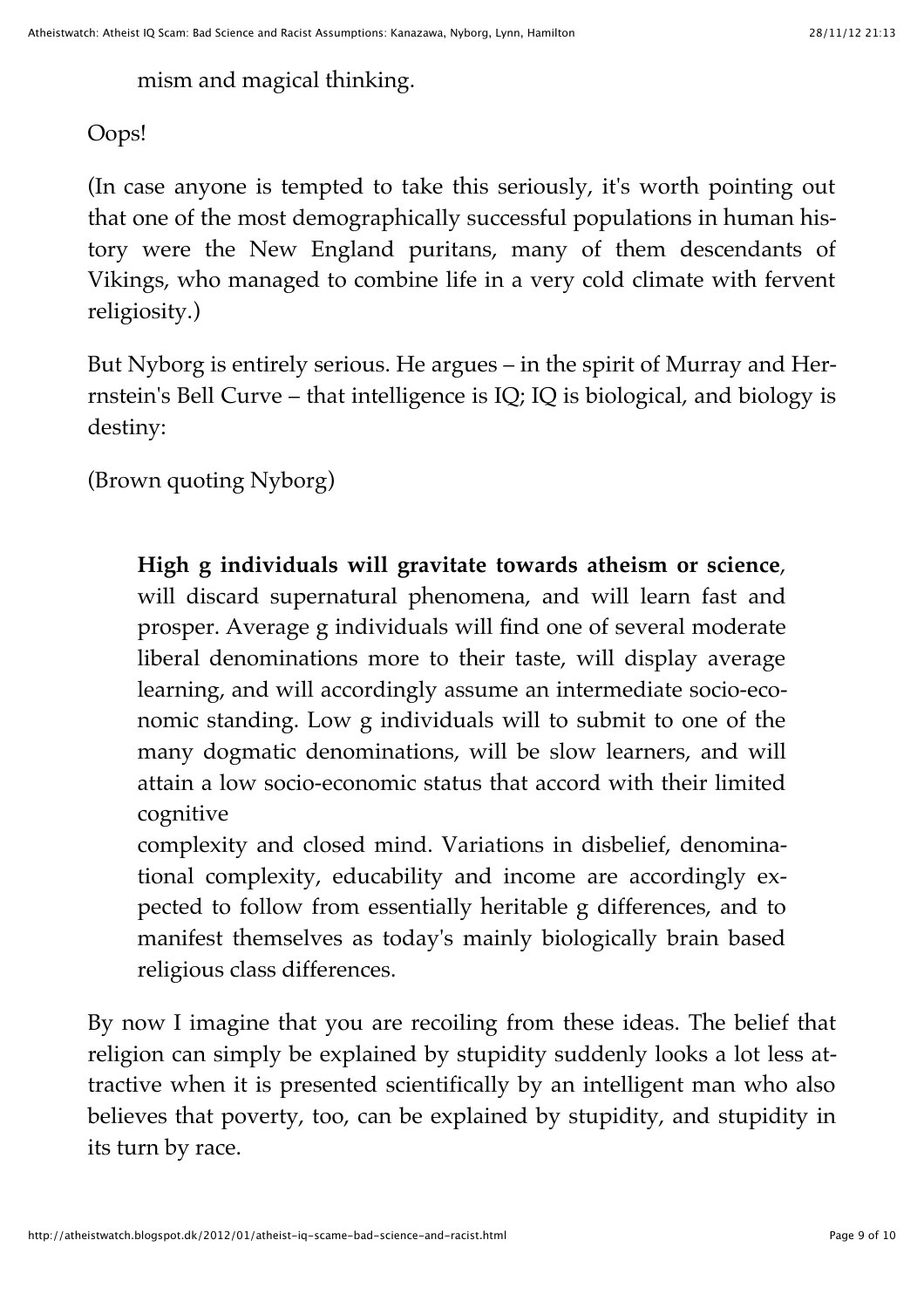mism and magical thinking.

Oops!

(In case anyone is tempted to take this seriously, it's worth pointing out that one of the most demographically successful populations in human history were the New England puritans, many of them descendants of Vikings, who managed to combine life in a very cold climate with fervent religiosity.)

But Nyborg is entirely serious. He argues – in the spirit of Murray and Herrnstein's Bell Curve – that intelligence is IQ; IQ is biological, and biology is destiny:

(Brown quoting Nyborg)

> **High g individuals will gravitate towards atheism or science**, will discard supernatural phenomena, and will learn fast and prosper. Average g individuals will find one of several moderate liberal denominations more to their taste, will display average learning, and will accordingly assume an intermediate socio-economic standing. Low g individuals will to submit to one of the many dogmatic denominations, will be slow learners, and will attain a low socio-economic status that accord with their limited cognitive
> complexity and closed mind. Variations in disbelief, denominational complexity, educability and income are accordingly expected to follow from essentially heritable g differences, and to manifest themselves as today's mainly biologically brain based religious class differences.

By now I imagine that you are recoiling from these ideas. The belief that religion can simply be explained by stupidity suddenly looks a lot less attractive when it is presented scientifically by an intelligent man who also believes that poverty, too, can be explained by stupidity, and stupidity in its turn by race.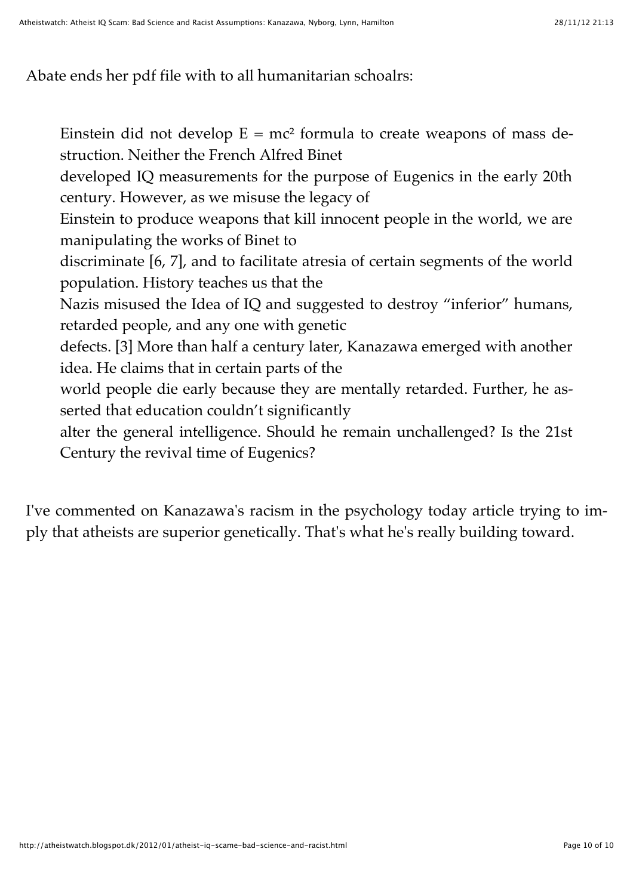Abate ends her pdf file with to all humanitarian schoalrs:

> Einstein did not develop E = mc² formula to create weapons of mass destruction. Neither the French Alfred Binet developed IQ measurements for the purpose of Eugenics in the early 20th century. However, as we misuse the legacy of Einstein to produce weapons that kill innocent people in the world, we are manipulating the works of Binet to discriminate [6, 7], and to facilitate atresia of certain segments of the world population. History teaches us that the Nazis misused the Idea of IQ and suggested to destroy "inferior" humans, retarded people, and any one with genetic defects. [3] More than half a century later, Kanazawa emerged with another idea. He claims that in certain parts of the world people die early because they are mentally retarded. Further, he asserted that education couldn't significantly alter the general intelligence. Should he remain unchallenged? Is the 21st Century the revival time of Eugenics?

I've commented on Kanazawa's racism in the psychology today article trying to imply that atheists are superior genetically. That's what he's really building toward.